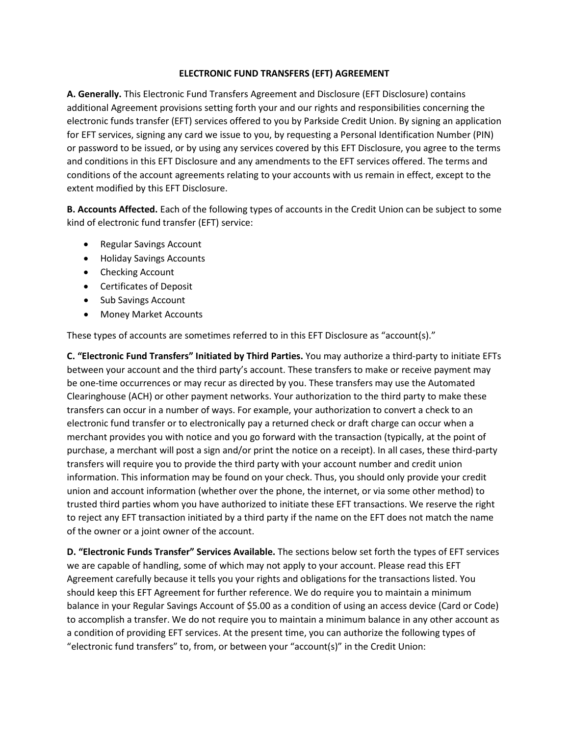# ELECTRONIC FUND TRANSFERS (EFT) AGREEMENT

**A. Generally.** This Electronic Fund Transfers Agreement and Disclosure (EFT Disclosure) contains additional Agreement provisions setting forth your and our rights and responsibilities concerning the electronic funds transfer (EFT) services offered to you by Parkside Credit Union. By signing an application for EFT services, signing any card we issue to you, by requesting a Personal Identification Number (PIN) or password to be issued, or by using any services covered by this EFT Disclosure, you agree to the terms and conditions in this EFT Disclosure and any amendments to the EFT services offered. The terms and conditions of the account agreements relating to your accounts with us remain in effect, except to the extent modified by this EFT Disclosure.

**B. Accounts Affected.** Each of the following types of accounts in the Credit Union can be subject to some kind of electronic fund transfer (EFT) service:

- Regular Savings Account
- Holiday Savings Accounts
- Checking Account
- Certificates of Deposit
- Sub Savings Account
- Money Market Accounts

These types of accounts are sometimes referred to in this EFT Disclosure as "account(s)."

**C. "Electronic Fund Transfers" Initiated by Third Parties.** You may authorize a third-party to initiate EFTs between your account and the third party's account. These transfers to make or receive payment may be one-time occurrences or may recur as directed by you. These transfers may use the Automated Clearinghouse (ACH) or other payment networks. Your authorization to the third party to make these transfers can occur in a number of ways. For example, your authorization to convert a check to an electronic fund transfer or to electronically pay a returned check or draft charge can occur when a merchant provides you with notice and you go forward with the transaction (typically, at the point of purchase, a merchant will post a sign and/or print the notice on a receipt). In all cases, these third-party transfers will require you to provide the third party with your account number and credit union information. This information may be found on your check. Thus, you should only provide your credit union and account information (whether over the phone, the internet, or via some other method) to trusted third parties whom you have authorized to initiate these EFT transactions. We reserve the right to reject any EFT transaction initiated by a third party if the name on the EFT does not match the name of the owner or a joint owner of the account.

**D. "Electronic Funds Transfer" Services Available.** The sections below set forth the types of EFT services we are capable of handling, some of which may not apply to your account. Please read this EFT Agreement carefully because it tells you your rights and obligations for the transactions listed. You should keep this EFT Agreement for further reference. We do require you to maintain a minimum balance in your Regular Savings Account of $5.00 as a condition of using an access device (Card or Code) to accomplish a transfer. We do not require you to maintain a minimum balance in any other account as a condition of providing EFT services. At the present time, you can authorize the following types of "electronic fund transfers" to, from, or between your "account(s)" in the Credit Union: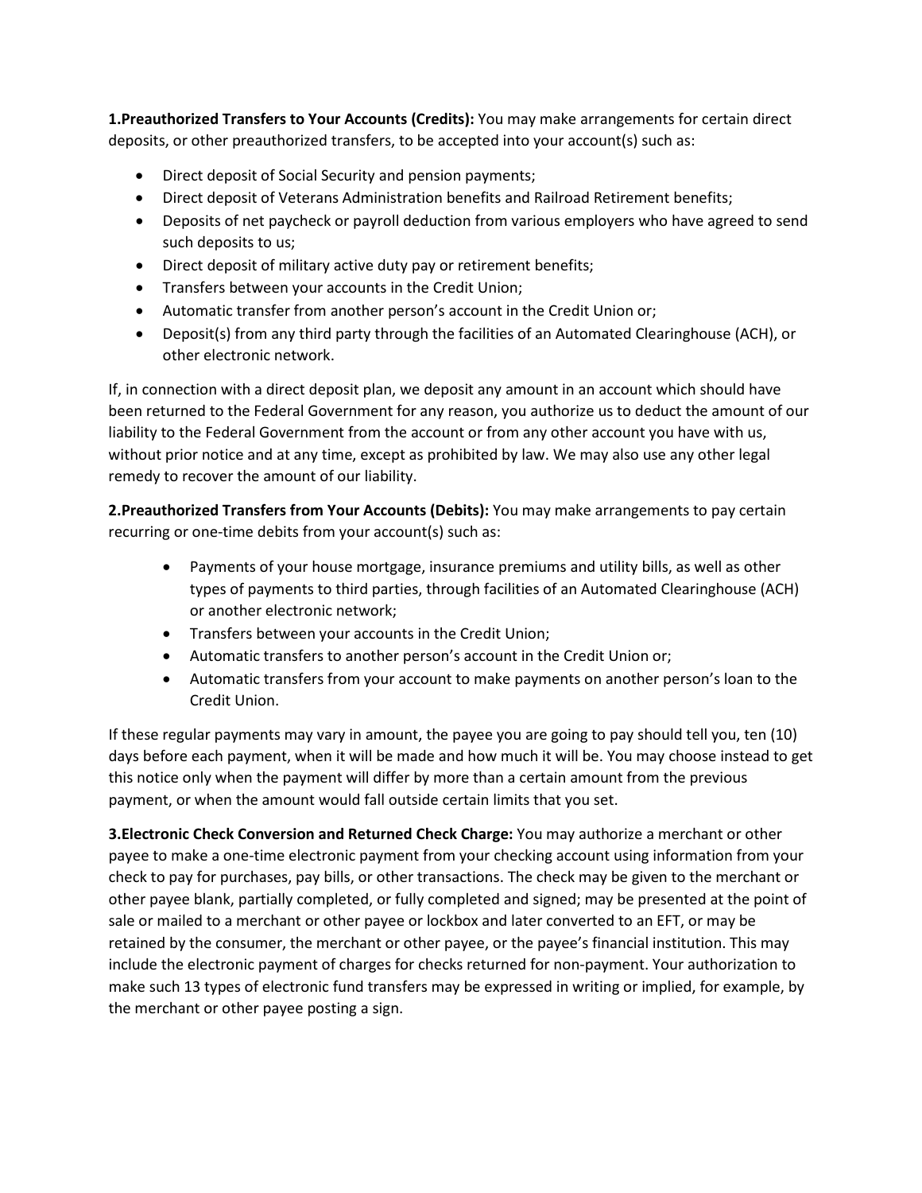**1.Preauthorized Transfers to Your Accounts (Credits):** You may make arrangements for certain direct deposits, or other preauthorized transfers, to be accepted into your account(s) such as:

- Direct deposit of Social Security and pension payments;
- Direct deposit of Veterans Administration benefits and Railroad Retirement benefits;
- Deposits of net paycheck or payroll deduction from various employers who have agreed to send such deposits to us;
- Direct deposit of military active duty pay or retirement benefits;
- Transfers between your accounts in the Credit Union;
- Automatic transfer from another person's account in the Credit Union or;
- Deposit(s) from any third party through the facilities of an Automated Clearinghouse (ACH), or other electronic network.

If, in connection with a direct deposit plan, we deposit any amount in an account which should have been returned to the Federal Government for any reason, you authorize us to deduct the amount of our liability to the Federal Government from the account or from any other account you have with us, without prior notice and at any time, except as prohibited by law. We may also use any other legal remedy to recover the amount of our liability.

**2.Preauthorized Transfers from Your Accounts (Debits):** You may make arrangements to pay certain recurring or one-time debits from your account(s) such as:

- Payments of your house mortgage, insurance premiums and utility bills, as well as other types of payments to third parties, through facilities of an Automated Clearinghouse (ACH) or another electronic network;
- Transfers between your accounts in the Credit Union;
- Automatic transfers to another person's account in the Credit Union or;
- Automatic transfers from your account to make payments on another person's loan to the Credit Union.

If these regular payments may vary in amount, the payee you are going to pay should tell you, ten (10) days before each payment, when it will be made and how much it will be. You may choose instead to get this notice only when the payment will differ by more than a certain amount from the previous payment, or when the amount would fall outside certain limits that you set.

**3.Electronic Check Conversion and Returned Check Charge:** You may authorize a merchant or other payee to make a one-time electronic payment from your checking account using information from your check to pay for purchases, pay bills, or other transactions. The check may be given to the merchant or other payee blank, partially completed, or fully completed and signed; may be presented at the point of sale or mailed to a merchant or other payee or lockbox and later converted to an EFT, or may be retained by the consumer, the merchant or other payee, or the payee's financial institution. This may include the electronic payment of charges for checks returned for non-payment. Your authorization to make such 13 types of electronic fund transfers may be expressed in writing or implied, for example, by the merchant or other payee posting a sign.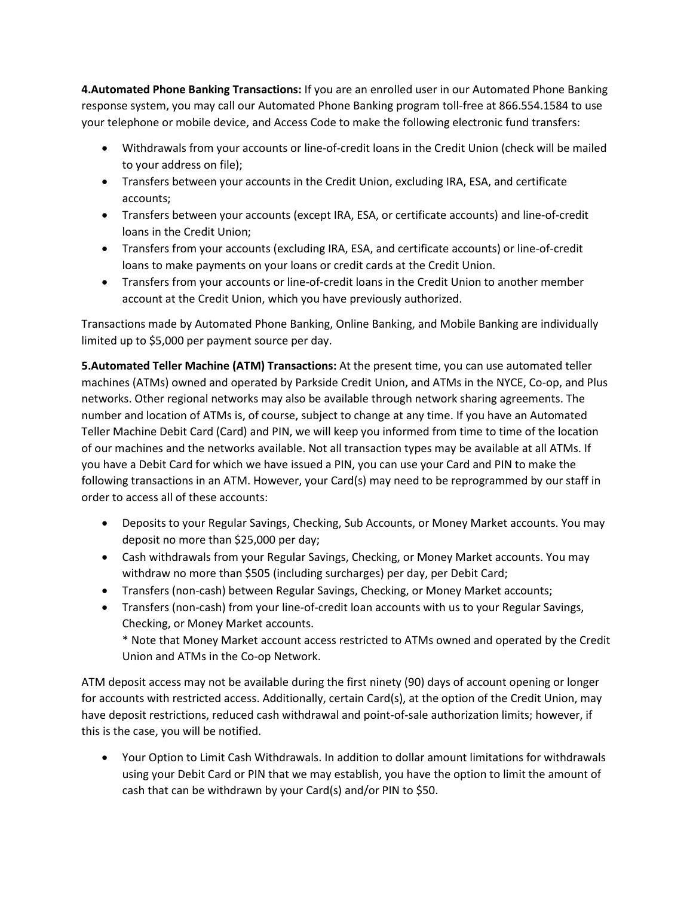**4.Automated Phone Banking Transactions:** If you are an enrolled user in our Automated Phone Banking response system, you may call our Automated Phone Banking program toll-free at 866.554.1584 to use your telephone or mobile device, and Access Code to make the following electronic fund transfers:

- Withdrawals from your accounts or line-of-credit loans in the Credit Union (check will be mailed to your address on file);
- Transfers between your accounts in the Credit Union, excluding IRA, ESA, and certificate accounts;
- Transfers between your accounts (except IRA, ESA, or certificate accounts) and line-of-credit loans in the Credit Union;
- Transfers from your accounts (excluding IRA, ESA, and certificate accounts) or line-of-credit loans to make payments on your loans or credit cards at the Credit Union.
- Transfers from your accounts or line-of-credit loans in the Credit Union to another member account at the Credit Union, which you have previously authorized.

Transactions made by Automated Phone Banking, Online Banking, and Mobile Banking are individually limited up to $5,000 per payment source per day.

**5.Automated Teller Machine (ATM) Transactions:** At the present time, you can use automated teller machines (ATMs) owned and operated by Parkside Credit Union, and ATMs in the NYCE, Co-op, and Plus networks. Other regional networks may also be available through network sharing agreements. The number and location of ATMs is, of course, subject to change at any time. If you have an Automated Teller Machine Debit Card (Card) and PIN, we will keep you informed from time to time of the location of our machines and the networks available. Not all transaction types may be available at all ATMs. If you have a Debit Card for which we have issued a PIN, you can use your Card and PIN to make the following transactions in an ATM. However, your Card(s) may need to be reprogrammed by our staff in order to access all of these accounts:

- Deposits to your Regular Savings, Checking, Sub Accounts, or Money Market accounts. You may deposit no more than $25,000 per day;
- Cash withdrawals from your Regular Savings, Checking, or Money Market accounts. You may withdraw no more than $505 (including surcharges) per day, per Debit Card;
- Transfers (non-cash) between Regular Savings, Checking, or Money Market accounts;
- Transfers (non-cash) from your line-of-credit loan accounts with us to your Regular Savings, Checking, or Money Market accounts.
  * Note that Money Market account access restricted to ATMs owned and operated by the Credit Union and ATMs in the Co-op Network.

ATM deposit access may not be available during the first ninety (90) days of account opening or longer for accounts with restricted access. Additionally, certain Card(s), at the option of the Credit Union, may have deposit restrictions, reduced cash withdrawal and point-of-sale authorization limits; however, if this is the case, you will be notified.

- Your Option to Limit Cash Withdrawals. In addition to dollar amount limitations for withdrawals using your Debit Card or PIN that we may establish, you have the option to limit the amount of cash that can be withdrawn by your Card(s) and/or PIN to $50.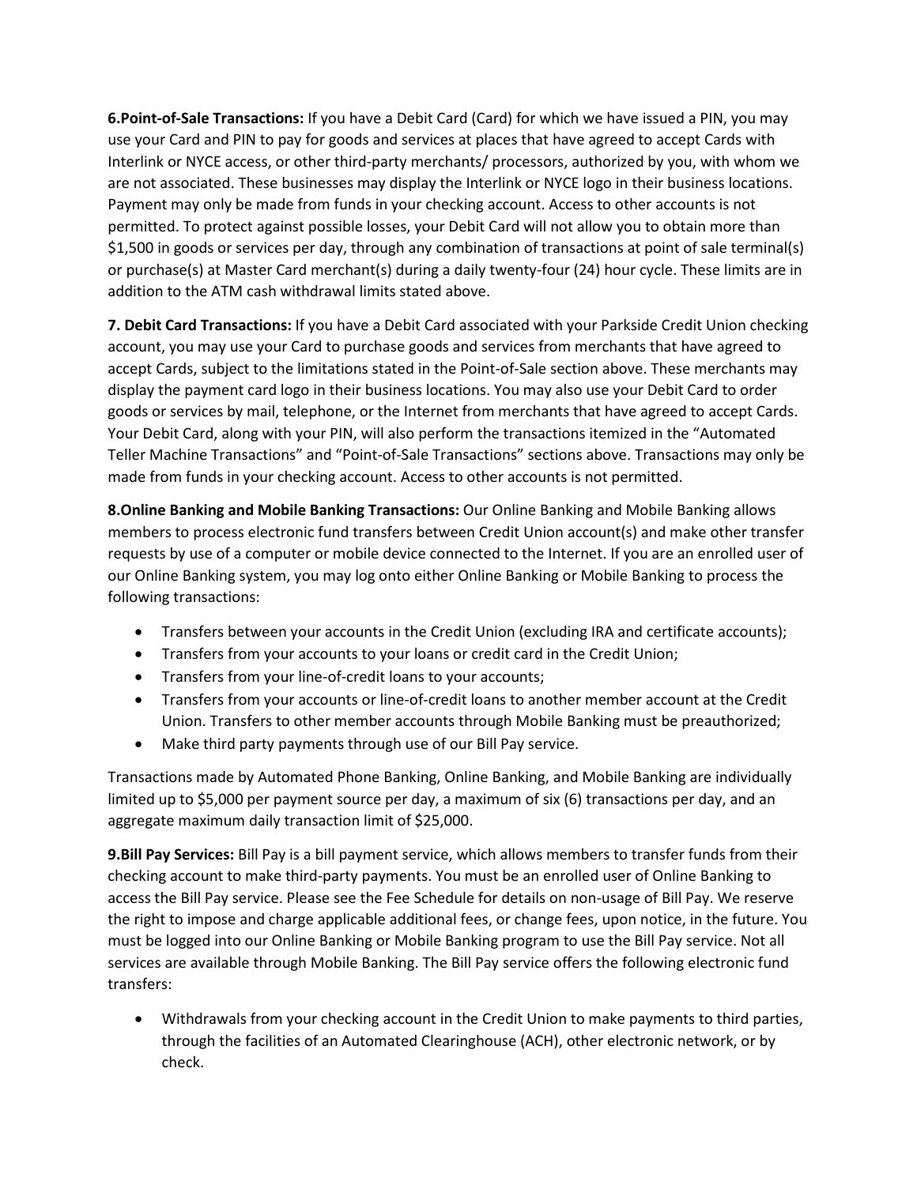**6.Point-of-Sale Transactions:** If you have a Debit Card (Card) for which we have issued a PIN, you may use your Card and PIN to pay for goods and services at places that have agreed to accept Cards with Interlink or NYCE access, or other third-party merchants/ processors, authorized by you, with whom we are not associated. These businesses may display the Interlink or NYCE logo in their business locations. Payment may only be made from funds in your checking account. Access to other accounts is not permitted. To protect against possible losses, your Debit Card will not allow you to obtain more than $1,500 in goods or services per day, through any combination of transactions at point of sale terminal(s) or purchase(s) at Master Card merchant(s) during a daily twenty-four (24) hour cycle. These limits are in addition to the ATM cash withdrawal limits stated above.

**7. Debit Card Transactions:** If you have a Debit Card associated with your Parkside Credit Union checking account, you may use your Card to purchase goods and services from merchants that have agreed to accept Cards, subject to the limitations stated in the Point-of-Sale section above. These merchants may display the payment card logo in their business locations. You may also use your Debit Card to order goods or services by mail, telephone, or the Internet from merchants that have agreed to accept Cards. Your Debit Card, along with your PIN, will also perform the transactions itemized in the "Automated Teller Machine Transactions" and "Point-of-Sale Transactions" sections above. Transactions may only be made from funds in your checking account. Access to other accounts is not permitted.

**8.Online Banking and Mobile Banking Transactions:** Our Online Banking and Mobile Banking allows members to process electronic fund transfers between Credit Union account(s) and make other transfer requests by use of a computer or mobile device connected to the Internet. If you are an enrolled user of our Online Banking system, you may log onto either Online Banking or Mobile Banking to process the following transactions:

- Transfers between your accounts in the Credit Union (excluding IRA and certificate accounts);
- Transfers from your accounts to your loans or credit card in the Credit Union;
- Transfers from your line-of-credit loans to your accounts;
- Transfers from your accounts or line-of-credit loans to another member account at the Credit Union. Transfers to other member accounts through Mobile Banking must be preauthorized;
- Make third party payments through use of our Bill Pay service.

Transactions made by Automated Phone Banking, Online Banking, and Mobile Banking are individually limited up to $5,000 per payment source per day, a maximum of six (6) transactions per day, and an aggregate maximum daily transaction limit of $25,000.

**9.Bill Pay Services:** Bill Pay is a bill payment service, which allows members to transfer funds from their checking account to make third-party payments. You must be an enrolled user of Online Banking to access the Bill Pay service. Please see the Fee Schedule for details on non-usage of Bill Pay. We reserve the right to impose and charge applicable additional fees, or change fees, upon notice, in the future. You must be logged into our Online Banking or Mobile Banking program to use the Bill Pay service. Not all services are available through Mobile Banking. The Bill Pay service offers the following electronic fund transfers:

- Withdrawals from your checking account in the Credit Union to make payments to third parties, through the facilities of an Automated Clearinghouse (ACH), other electronic network, or by check.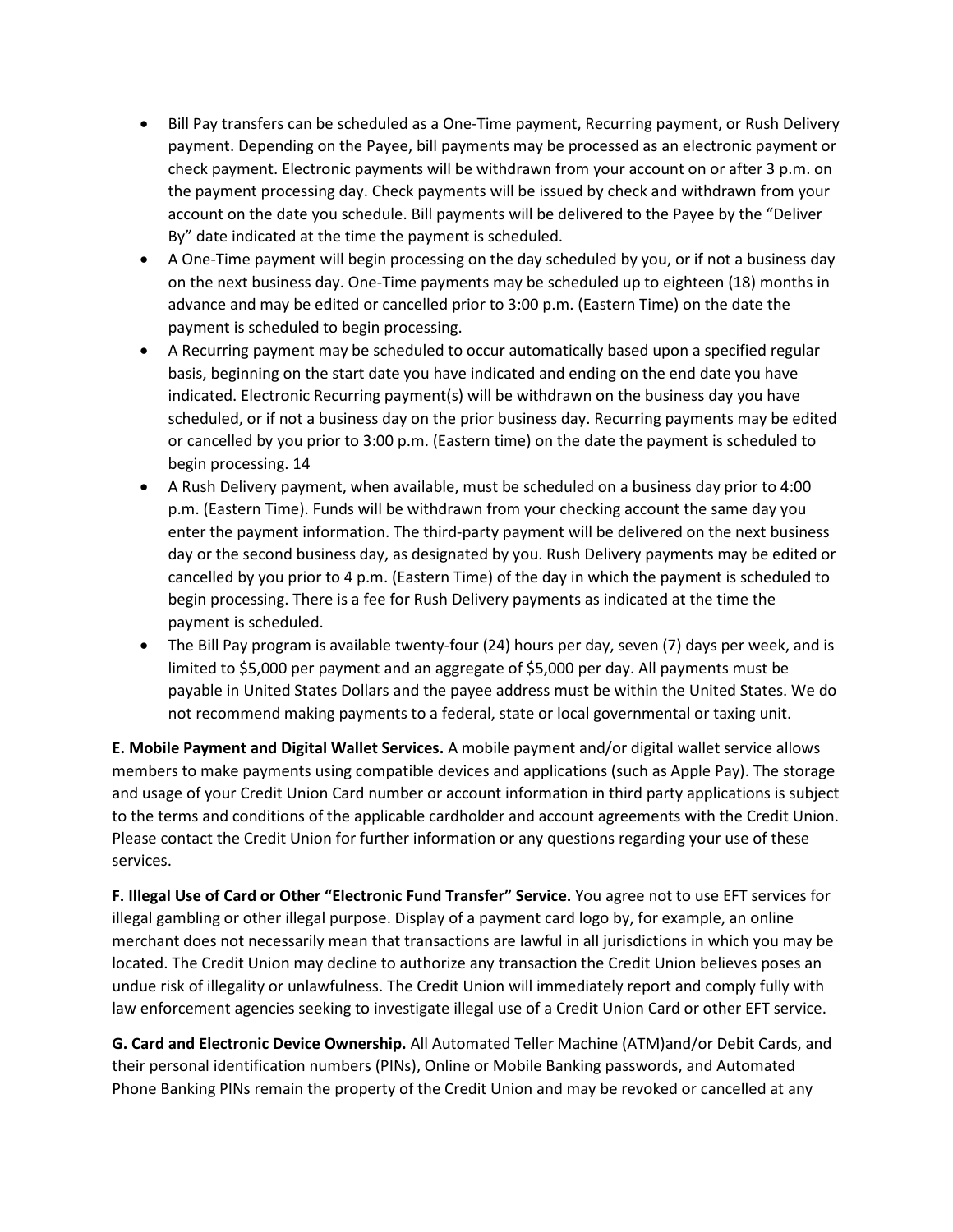- Bill Pay transfers can be scheduled as a One-Time payment, Recurring payment, or Rush Delivery payment. Depending on the Payee, bill payments may be processed as an electronic payment or check payment. Electronic payments will be withdrawn from your account on or after 3 p.m. on the payment processing day. Check payments will be issued by check and withdrawn from your account on the date you schedule. Bill payments will be delivered to the Payee by the "Deliver By" date indicated at the time the payment is scheduled.
- A One-Time payment will begin processing on the day scheduled by you, or if not a business day on the next business day. One-Time payments may be scheduled up to eighteen (18) months in advance and may be edited or cancelled prior to 3:00 p.m. (Eastern Time) on the date the payment is scheduled to begin processing.
- A Recurring payment may be scheduled to occur automatically based upon a specified regular basis, beginning on the start date you have indicated and ending on the end date you have indicated. Electronic Recurring payment(s) will be withdrawn on the business day you have scheduled, or if not a business day on the prior business day. Recurring payments may be edited or cancelled by you prior to 3:00 p.m. (Eastern time) on the date the payment is scheduled to begin processing. 14
- A Rush Delivery payment, when available, must be scheduled on a business day prior to 4:00 p.m. (Eastern Time). Funds will be withdrawn from your checking account the same day you enter the payment information. The third-party payment will be delivered on the next business day or the second business day, as designated by you. Rush Delivery payments may be edited or cancelled by you prior to 4 p.m. (Eastern Time) of the day in which the payment is scheduled to begin processing. There is a fee for Rush Delivery payments as indicated at the time the payment is scheduled.
- The Bill Pay program is available twenty-four (24) hours per day, seven (7) days per week, and is limited to $5,000 per payment and an aggregate of $5,000 per day. All payments must be payable in United States Dollars and the payee address must be within the United States. We do not recommend making payments to a federal, state or local governmental or taxing unit.

**E. Mobile Payment and Digital Wallet Services.** A mobile payment and/or digital wallet service allows members to make payments using compatible devices and applications (such as Apple Pay). The storage and usage of your Credit Union Card number or account information in third party applications is subject to the terms and conditions of the applicable cardholder and account agreements with the Credit Union. Please contact the Credit Union for further information or any questions regarding your use of these services.

**F. Illegal Use of Card or Other "Electronic Fund Transfer" Service.** You agree not to use EFT services for illegal gambling or other illegal purpose. Display of a payment card logo by, for example, an online merchant does not necessarily mean that transactions are lawful in all jurisdictions in which you may be located. The Credit Union may decline to authorize any transaction the Credit Union believes poses an undue risk of illegality or unlawfulness. The Credit Union will immediately report and comply fully with law enforcement agencies seeking to investigate illegal use of a Credit Union Card or other EFT service.

**G. Card and Electronic Device Ownership.** All Automated Teller Machine (ATM)and/or Debit Cards, and their personal identification numbers (PINs), Online or Mobile Banking passwords, and Automated Phone Banking PINs remain the property of the Credit Union and may be revoked or cancelled at any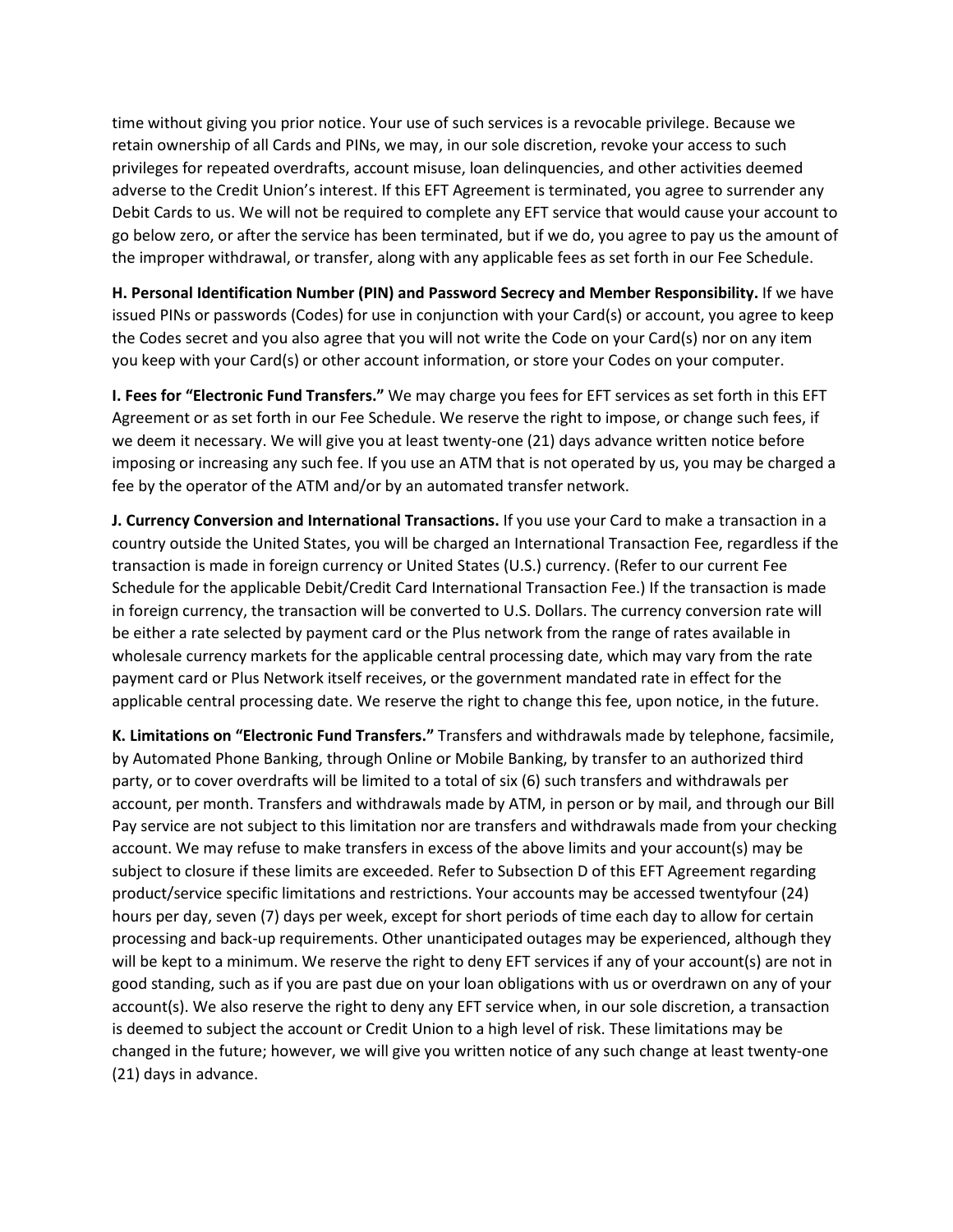time without giving you prior notice. Your use of such services is a revocable privilege. Because we retain ownership of all Cards and PINs, we may, in our sole discretion, revoke your access to such privileges for repeated overdrafts, account misuse, loan delinquencies, and other activities deemed adverse to the Credit Union's interest. If this EFT Agreement is terminated, you agree to surrender any Debit Cards to us. We will not be required to complete any EFT service that would cause your account to go below zero, or after the service has been terminated, but if we do, you agree to pay us the amount of the improper withdrawal, or transfer, along with any applicable fees as set forth in our Fee Schedule.

**H. Personal Identification Number (PIN) and Password Secrecy and Member Responsibility.** If we have issued PINs or passwords (Codes) for use in conjunction with your Card(s) or account, you agree to keep the Codes secret and you also agree that you will not write the Code on your Card(s) nor on any item you keep with your Card(s) or other account information, or store your Codes on your computer.

**I. Fees for "Electronic Fund Transfers."** We may charge you fees for EFT services as set forth in this EFT Agreement or as set forth in our Fee Schedule. We reserve the right to impose, or change such fees, if we deem it necessary. We will give you at least twenty-one (21) days advance written notice before imposing or increasing any such fee. If you use an ATM that is not operated by us, you may be charged a fee by the operator of the ATM and/or by an automated transfer network.

**J. Currency Conversion and International Transactions.** If you use your Card to make a transaction in a country outside the United States, you will be charged an International Transaction Fee, regardless if the transaction is made in foreign currency or United States (U.S.) currency. (Refer to our current Fee Schedule for the applicable Debit/Credit Card International Transaction Fee.) If the transaction is made in foreign currency, the transaction will be converted to U.S. Dollars. The currency conversion rate will be either a rate selected by payment card or the Plus network from the range of rates available in wholesale currency markets for the applicable central processing date, which may vary from the rate payment card or Plus Network itself receives, or the government mandated rate in effect for the applicable central processing date. We reserve the right to change this fee, upon notice, in the future.

**K. Limitations on "Electronic Fund Transfers."** Transfers and withdrawals made by telephone, facsimile, by Automated Phone Banking, through Online or Mobile Banking, by transfer to an authorized third party, or to cover overdrafts will be limited to a total of six (6) such transfers and withdrawals per account, per month. Transfers and withdrawals made by ATM, in person or by mail, and through our Bill Pay service are not subject to this limitation nor are transfers and withdrawals made from your checking account. We may refuse to make transfers in excess of the above limits and your account(s) may be subject to closure if these limits are exceeded. Refer to Subsection D of this EFT Agreement regarding product/service specific limitations and restrictions. Your accounts may be accessed twentyfour (24) hours per day, seven (7) days per week, except for short periods of time each day to allow for certain processing and back-up requirements. Other unanticipated outages may be experienced, although they will be kept to a minimum. We reserve the right to deny EFT services if any of your account(s) are not in good standing, such as if you are past due on your loan obligations with us or overdrawn on any of your account(s). We also reserve the right to deny any EFT service when, in our sole discretion, a transaction is deemed to subject the account or Credit Union to a high level of risk. These limitations may be changed in the future; however, we will give you written notice of any such change at least twenty-one (21) days in advance.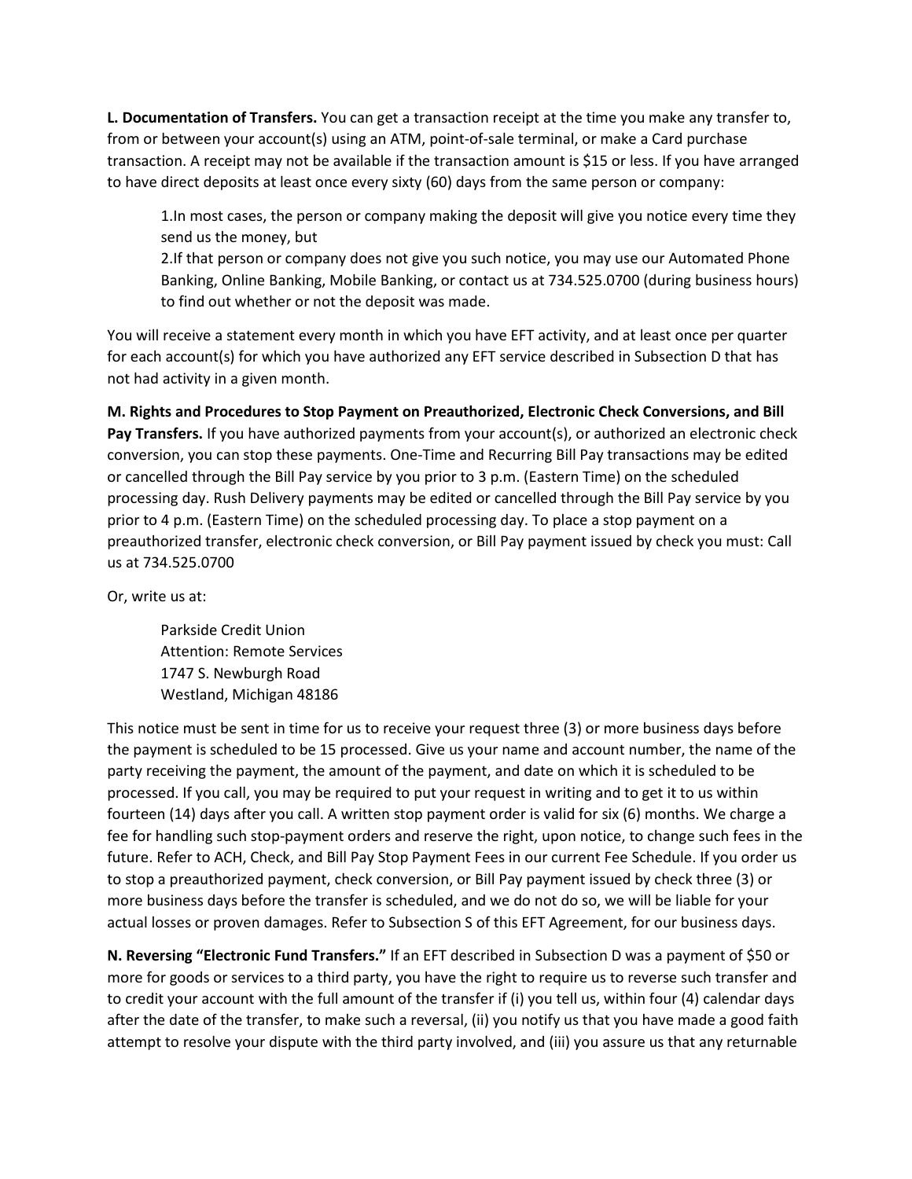**L. Documentation of Transfers.** You can get a transaction receipt at the time you make any transfer to, from or between your account(s) using an ATM, point-of-sale terminal, or make a Card purchase transaction. A receipt may not be available if the transaction amount is $15 or less. If you have arranged to have direct deposits at least once every sixty (60) days from the same person or company:

1.In most cases, the person or company making the deposit will give you notice every time they send us the money, but
2.If that person or company does not give you such notice, you may use our Automated Phone Banking, Online Banking, Mobile Banking, or contact us at 734.525.0700 (during business hours) to find out whether or not the deposit was made.

You will receive a statement every month in which you have EFT activity, and at least once per quarter for each account(s) for which you have authorized any EFT service described in Subsection D that has not had activity in a given month.

**M. Rights and Procedures to Stop Payment on Preauthorized, Electronic Check Conversions, and Bill Pay Transfers.** If you have authorized payments from your account(s), or authorized an electronic check conversion, you can stop these payments. One-Time and Recurring Bill Pay transactions may be edited or cancelled through the Bill Pay service by you prior to 3 p.m. (Eastern Time) on the scheduled processing day. Rush Delivery payments may be edited or cancelled through the Bill Pay service by you prior to 4 p.m. (Eastern Time) on the scheduled processing day. To place a stop payment on a preauthorized transfer, electronic check conversion, or Bill Pay payment issued by check you must: Call us at 734.525.0700

Or, write us at:

Parkside Credit Union
Attention: Remote Services
1747 S. Newburgh Road
Westland, Michigan 48186

This notice must be sent in time for us to receive your request three (3) or more business days before the payment is scheduled to be 15 processed. Give us your name and account number, the name of the party receiving the payment, the amount of the payment, and date on which it is scheduled to be processed. If you call, you may be required to put your request in writing and to get it to us within fourteen (14) days after you call. A written stop payment order is valid for six (6) months. We charge a fee for handling such stop-payment orders and reserve the right, upon notice, to change such fees in the future. Refer to ACH, Check, and Bill Pay Stop Payment Fees in our current Fee Schedule. If you order us to stop a preauthorized payment, check conversion, or Bill Pay payment issued by check three (3) or more business days before the transfer is scheduled, and we do not do so, we will be liable for your actual losses or proven damages. Refer to Subsection S of this EFT Agreement, for our business days.

**N. Reversing "Electronic Fund Transfers."** If an EFT described in Subsection D was a payment of $50 or more for goods or services to a third party, you have the right to require us to reverse such transfer and to credit your account with the full amount of the transfer if (i) you tell us, within four (4) calendar days after the date of the transfer, to make such a reversal, (ii) you notify us that you have made a good faith attempt to resolve your dispute with the third party involved, and (iii) you assure us that any returnable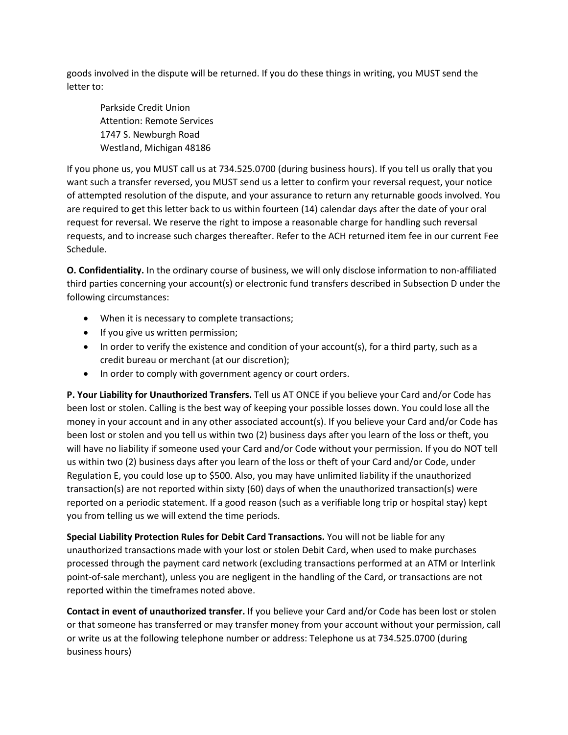goods involved in the dispute will be returned. If you do these things in writing, you MUST send the letter to:

Parkside Credit Union  
Attention: Remote Services  
1747 S. Newburgh Road  
Westland, Michigan 48186

If you phone us, you MUST call us at 734.525.0700 (during business hours). If you tell us orally that you want such a transfer reversed, you MUST send us a letter to confirm your reversal request, your notice of attempted resolution of the dispute, and your assurance to return any returnable goods involved. You are required to get this letter back to us within fourteen (14) calendar days after the date of your oral request for reversal. We reserve the right to impose a reasonable charge for handling such reversal requests, and to increase such charges thereafter. Refer to the ACH returned item fee in our current Fee Schedule.

**O. Confidentiality.** In the ordinary course of business, we will only disclose information to non-affiliated third parties concerning your account(s) or electronic fund transfers described in Subsection D under the following circumstances:

- When it is necessary to complete transactions;
- If you give us written permission;
- In order to verify the existence and condition of your account(s), for a third party, such as a credit bureau or merchant (at our discretion);
- In order to comply with government agency or court orders.

**P. Your Liability for Unauthorized Transfers.** Tell us AT ONCE if you believe your Card and/or Code has been lost or stolen. Calling is the best way of keeping your possible losses down. You could lose all the money in your account and in any other associated account(s). If you believe your Card and/or Code has been lost or stolen and you tell us within two (2) business days after you learn of the loss or theft, you will have no liability if someone used your Card and/or Code without your permission. If you do NOT tell us within two (2) business days after you learn of the loss or theft of your Card and/or Code, under Regulation E, you could lose up to $500. Also, you may have unlimited liability if the unauthorized transaction(s) are not reported within sixty (60) days of when the unauthorized transaction(s) were reported on a periodic statement. If a good reason (such as a verifiable long trip or hospital stay) kept you from telling us we will extend the time periods.

**Special Liability Protection Rules for Debit Card Transactions.** You will not be liable for any unauthorized transactions made with your lost or stolen Debit Card, when used to make purchases processed through the payment card network (excluding transactions performed at an ATM or Interlink point-of-sale merchant), unless you are negligent in the handling of the Card, or transactions are not reported within the timeframes noted above.

**Contact in event of unauthorized transfer.** If you believe your Card and/or Code has been lost or stolen or that someone has transferred or may transfer money from your account without your permission, call or write us at the following telephone number or address: Telephone us at 734.525.0700 (during business hours)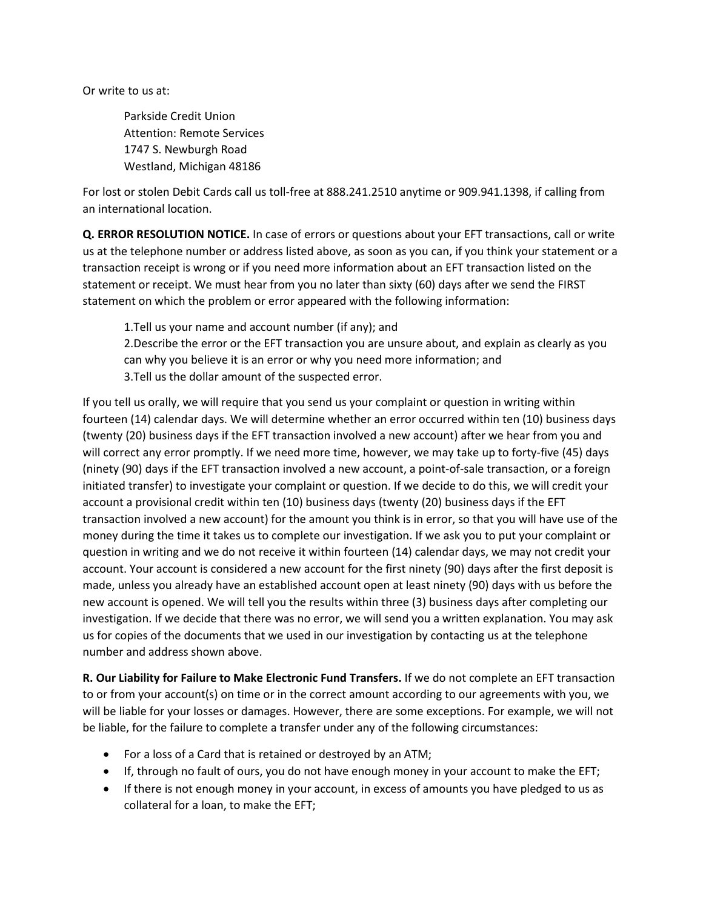Or write to us at:

> Parkside Credit Union
> Attention: Remote Services
> 1747 S. Newburgh Road
> Westland, Michigan 48186

For lost or stolen Debit Cards call us toll-free at 888.241.2510 anytime or 909.941.1398, if calling from an international location.

**Q. ERROR RESOLUTION NOTICE.** In case of errors or questions about your EFT transactions, call or write us at the telephone number or address listed above, as soon as you can, if you think your statement or a transaction receipt is wrong or if you need more information about an EFT transaction listed on the statement or receipt. We must hear from you no later than sixty (60) days after we send the FIRST statement on which the problem or error appeared with the following information:

1. Tell us your name and account number (if any); and
2. Describe the error or the EFT transaction you are unsure about, and explain as clearly as you can why you believe it is an error or why you need more information; and
3. Tell us the dollar amount of the suspected error.

If you tell us orally, we will require that you send us your complaint or question in writing within fourteen (14) calendar days. We will determine whether an error occurred within ten (10) business days (twenty (20) business days if the EFT transaction involved a new account) after we hear from you and will correct any error promptly. If we need more time, however, we may take up to forty-five (45) days (ninety (90) days if the EFT transaction involved a new account, a point-of-sale transaction, or a foreign initiated transfer) to investigate your complaint or question. If we decide to do this, we will credit your account a provisional credit within ten (10) business days (twenty (20) business days if the EFT transaction involved a new account) for the amount you think is in error, so that you will have use of the money during the time it takes us to complete our investigation. If we ask you to put your complaint or question in writing and we do not receive it within fourteen (14) calendar days, we may not credit your account. Your account is considered a new account for the first ninety (90) days after the first deposit is made, unless you already have an established account open at least ninety (90) days with us before the new account is opened. We will tell you the results within three (3) business days after completing our investigation. If we decide that there was no error, we will send you a written explanation. You may ask us for copies of the documents that we used in our investigation by contacting us at the telephone number and address shown above.

**R. Our Liability for Failure to Make Electronic Fund Transfers.** If we do not complete an EFT transaction to or from your account(s) on time or in the correct amount according to our agreements with you, we will be liable for your losses or damages. However, there are some exceptions. For example, we will not be liable, for the failure to complete a transfer under any of the following circumstances:

- For a loss of a Card that is retained or destroyed by an ATM;
- If, through no fault of ours, you do not have enough money in your account to make the EFT;
- If there is not enough money in your account, in excess of amounts you have pledged to us as collateral for a loan, to make the EFT;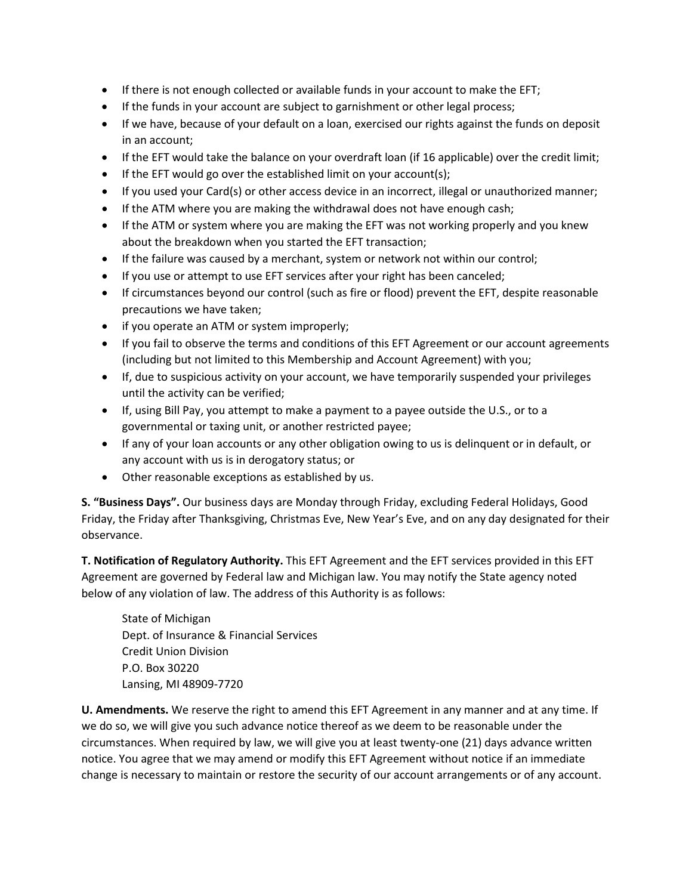- If there is not enough collected or available funds in your account to make the EFT;
- If the funds in your account are subject to garnishment or other legal process;
- If we have, because of your default on a loan, exercised our rights against the funds on deposit in an account;
- If the EFT would take the balance on your overdraft loan (if 16 applicable) over the credit limit;
- If the EFT would go over the established limit on your account(s);
- If you used your Card(s) or other access device in an incorrect, illegal or unauthorized manner;
- If the ATM where you are making the withdrawal does not have enough cash;
- If the ATM or system where you are making the EFT was not working properly and you knew about the breakdown when you started the EFT transaction;
- If the failure was caused by a merchant, system or network not within our control;
- If you use or attempt to use EFT services after your right has been canceled;
- If circumstances beyond our control (such as fire or flood) prevent the EFT, despite reasonable precautions we have taken;
- if you operate an ATM or system improperly;
- If you fail to observe the terms and conditions of this EFT Agreement or our account agreements (including but not limited to this Membership and Account Agreement) with you;
- If, due to suspicious activity on your account, we have temporarily suspended your privileges until the activity can be verified;
- If, using Bill Pay, you attempt to make a payment to a payee outside the U.S., or to a governmental or taxing unit, or another restricted payee;
- If any of your loan accounts or any other obligation owing to us is delinquent or in default, or any account with us is in derogatory status; or
- Other reasonable exceptions as established by us.

**S. "Business Days".** Our business days are Monday through Friday, excluding Federal Holidays, Good Friday, the Friday after Thanksgiving, Christmas Eve, New Year's Eve, and on any day designated for their observance.

**T. Notification of Regulatory Authority.** This EFT Agreement and the EFT services provided in this EFT Agreement are governed by Federal law and Michigan law. You may notify the State agency noted below of any violation of law. The address of this Authority is as follows:

State of Michigan
Dept. of Insurance & Financial Services
Credit Union Division
P.O. Box 30220
Lansing, MI 48909-7720

**U. Amendments.** We reserve the right to amend this EFT Agreement in any manner and at any time. If we do so, we will give you such advance notice thereof as we deem to be reasonable under the circumstances. When required by law, we will give you at least twenty-one (21) days advance written notice. You agree that we may amend or modify this EFT Agreement without notice if an immediate change is necessary to maintain or restore the security of our account arrangements or of any account.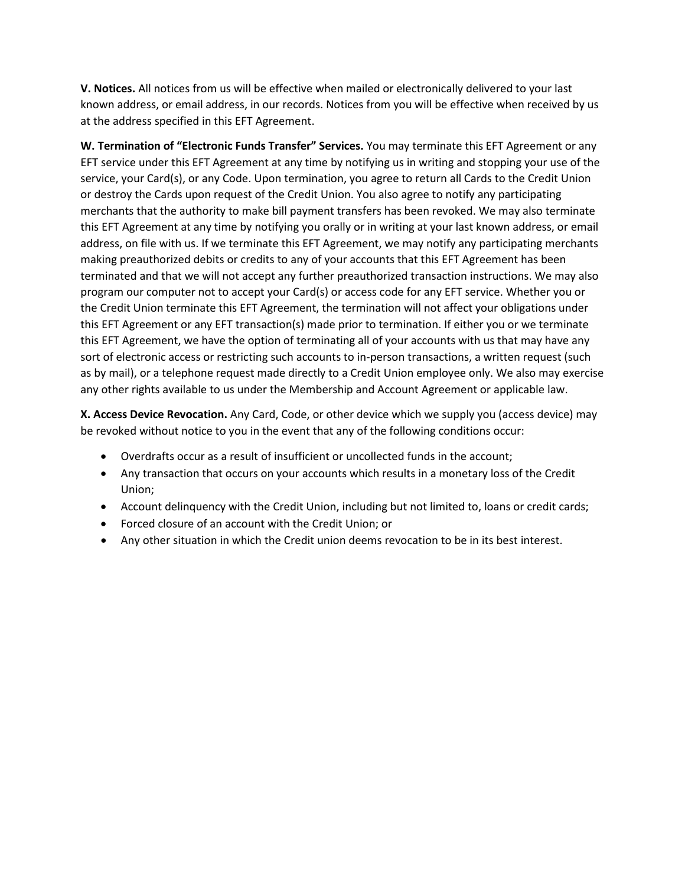**V. Notices.** All notices from us will be effective when mailed or electronically delivered to your last known address, or email address, in our records. Notices from you will be effective when received by us at the address specified in this EFT Agreement.

**W. Termination of "Electronic Funds Transfer" Services.** You may terminate this EFT Agreement or any EFT service under this EFT Agreement at any time by notifying us in writing and stopping your use of the service, your Card(s), or any Code. Upon termination, you agree to return all Cards to the Credit Union or destroy the Cards upon request of the Credit Union. You also agree to notify any participating merchants that the authority to make bill payment transfers has been revoked. We may also terminate this EFT Agreement at any time by notifying you orally or in writing at your last known address, or email address, on file with us. If we terminate this EFT Agreement, we may notify any participating merchants making preauthorized debits or credits to any of your accounts that this EFT Agreement has been terminated and that we will not accept any further preauthorized transaction instructions. We may also program our computer not to accept your Card(s) or access code for any EFT service. Whether you or the Credit Union terminate this EFT Agreement, the termination will not affect your obligations under this EFT Agreement or any EFT transaction(s) made prior to termination. If either you or we terminate this EFT Agreement, we have the option of terminating all of your accounts with us that may have any sort of electronic access or restricting such accounts to in-person transactions, a written request (such as by mail), or a telephone request made directly to a Credit Union employee only. We also may exercise any other rights available to us under the Membership and Account Agreement or applicable law.

**X. Access Device Revocation.** Any Card, Code, or other device which we supply you (access device) may be revoked without notice to you in the event that any of the following conditions occur:

- Overdrafts occur as a result of insufficient or uncollected funds in the account;
- Any transaction that occurs on your accounts which results in a monetary loss of the Credit Union;
- Account delinquency with the Credit Union, including but not limited to, loans or credit cards;
- Forced closure of an account with the Credit Union; or
- Any other situation in which the Credit union deems revocation to be in its best interest.